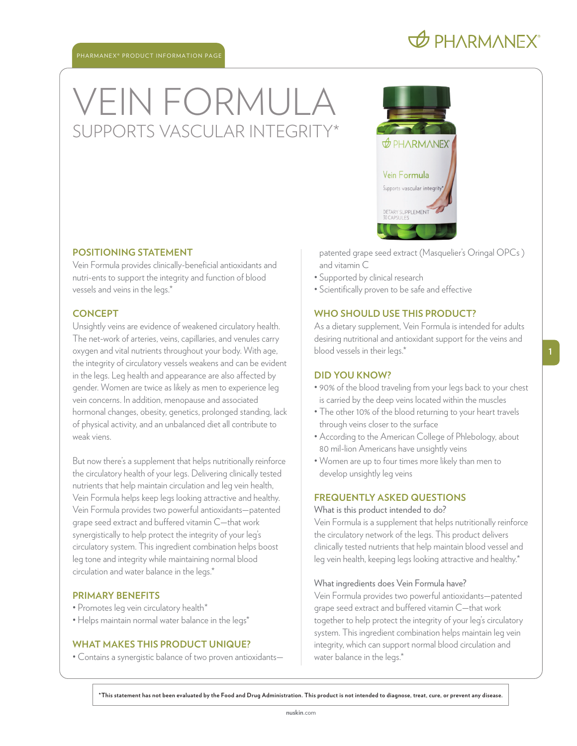PHARMANEX® PRODUCT INFORMATION PAGE

# VEIN FORMULA

## SUPPORTS VASCULAR INTEGRITY*

### POSITIONING STATEMENT

Vein Formula provides clinically-beneficial antioxidants and nutri-ents to support the integrity and function of blood vessels and veins in the legs.*

### CONCEPT

Unsightly veins are evidence of weakened circulatory health. The net-work of arteries, veins, capillaries, and venules carry oxygen and vital nutrients throughout your body. With age, the integrity of circulatory vessels weakens and can be evident in the legs. Leg health and appearance are also affected by gender. Women are twice as likely as men to experience leg vein concerns. In addition, menopause and associated hormonal changes, obesity, genetics, prolonged standing, lack of physical activity, and an unbalanced diet all contribute to weak viens.

But now there's a supplement that helps nutritionally reinforce the circulatory health of your legs. Delivering clinically tested nutrients that help maintain circulation and leg vein health, Vein Formula helps keep legs looking attractive and healthy. Vein Formula provides two powerful antioxidants—patented grape seed extract and buffered vitamin C—that work synergistically to help protect the integrity of your leg's circulatory system. This ingredient combination helps boost leg tone and integrity while maintaining normal blood circulation and water balance in the legs.*

### PRIMARY BENEFITS

- Promotes leg vein circulatory health*
- Helps maintain normal water balance in the legs*

### WHAT MAKES THIS PRODUCT UNIQUE?

- Contains a synergistic balance of two proven antioxidants—patented grape seed extract (Masquelier's Oringal OPCs ) and vitamin C
- Supported by clinical research
- Scientifically proven to be safe and effective

### WHO SHOULD USE THIS PRODUCT?

As a dietary supplement, Vein Formula is intended for adults desiring nutritional and antioxidant support for the veins and blood vessels in their legs.*

### DID YOU KNOW?

- 90% of the blood traveling from your legs back to your chest is carried by the deep veins located within the muscles
- The other 10% of the blood returning to your heart travels through veins closer to the surface
- According to the American College of Phlebology, about 80 mil-lion Americans have unsightly veins
- Women are up to four times more likely than men to develop unsightly leg veins

### FREQUENTLY ASKED QUESTIONS

What is this product intended to do?

Vein Formula is a supplement that helps nutritionally reinforce the circulatory network of the legs. This product delivers clinically tested nutrients that help maintain blood vessel and leg vein health, keeping legs looking attractive and healthy.*

What ingredients does Vein Formula have?

Vein Formula provides two powerful antioxidants—patented grape seed extract and buffered vitamin C—that work together to help protect the integrity of your leg's circulatory system. This ingredient combination helps maintain leg vein integrity, which can support normal blood circulation and water balance in the legs.*

**\*This statement has not been evaluated by the Food and Drug Administration. This product is not intended to diagnose, treat, cure, or prevent any disease.**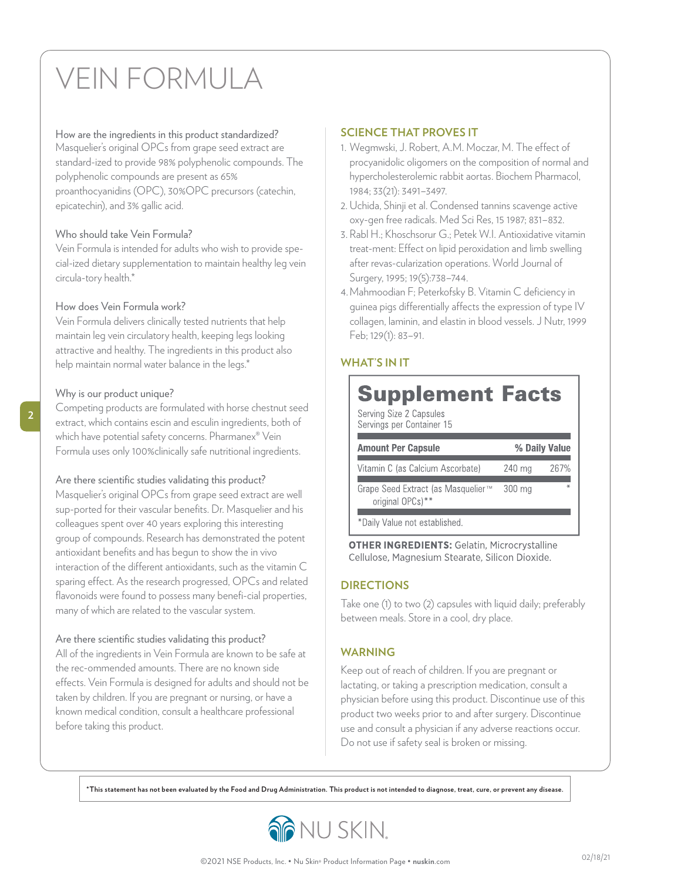# VEIN FORMULA

How are the ingredients in this product standardized?
Masquelier's original OPCs from grape seed extract are standard-ized to provide 98% polyphenolic compounds. The polyphenolic compounds are present as 65% proanthocyanidins (OPC), 30%OPC precursors (catechin, epicatechin), and 3% gallic acid.

Who should take Vein Formula?
Vein Formula is intended for adults who wish to provide spe-cial-ized dietary supplementation to maintain healthy leg vein circula-tory health.*

How does Vein Formula work?
Vein Formula delivers clinically tested nutrients that help maintain leg vein circulatory health, keeping legs looking attractive and healthy. The ingredients in this product also help maintain normal water balance in the legs.*

Why is our product unique?
Competing products are formulated with horse chestnut seed extract, which contains escin and esculin ingredients, both of which have potential safety concerns. Pharmanex® Vein Formula uses only 100%clinically safe nutritional ingredients.

Are there scientific studies validating this product?
Masquelier's original OPCs from grape seed extract are well sup-ported for their vascular benefits. Dr. Masquelier and his colleagues spent over 40 years exploring this interesting group of compounds. Research has demonstrated the potent antioxidant benefits and has begun to show the in vivo interaction of the different antioxidants, such as the vitamin C sparing effect. As the research progressed, OPCs and related flavonoids were found to possess many benefi-cial properties, many of which are related to the vascular system.

Are there scientific studies validating this product?
All of the ingredients in Vein Formula are known to be safe at the rec-ommended amounts. There are no known side effects. Vein Formula is designed for adults and should not be taken by children. If you are pregnant or nursing, or have a known medical condition, consult a healthcare professional before taking this product.

## SCIENCE THAT PROVES IT

1. Wegmwski, J. Robert, A.M. Moczar, M. The effect of procyanidolic oligomers on the composition of normal and hypercholesterolemic rabbit aortas. Biochem Pharmacol, 1984; 33(21): 3491–3497.
2. Uchida, Shinji et al. Condensed tannins scavenge active oxy-gen free radicals. Med Sci Res, 15 1987; 831–832.
3. Rabl H.; Khoschsorur G.; Petek W.I. Antioxidative vitamin treat-ment: Effect on lipid peroxidation and limb swelling after revas-cularization operations. World Journal of Surgery, 1995; 19(5):738–744.
4. Mahmoodian F; Peterkofsky B. Vitamin C deficiency in guinea pigs differentially affects the expression of type IV collagen, laminin, and elastin in blood vessels. J Nutr, 1999 Feb; 129(1): 83–91.

## WHAT'S IN IT

**Supplement Facts**
Serving Size 2 Capsules
Servings per Container 15

| Amount Per Capsule | | % Daily Value |
|---|---|---|
| Vitamin C (as Calcium Ascorbate) | 240 mg | 267% |
| Grape Seed Extract (as Masquelier™ original OPCs)** | 300 mg | * |

*Daily Value not established.

**OTHER INGREDIENTS:** Gelatin, Microcrystalline Cellulose, Magnesium Stearate, Silicon Dioxide.

## DIRECTIONS

Take one (1) to two (2) capsules with liquid daily; preferably between meals. Store in a cool, dry place.

## WARNING

Keep out of reach of children. If you are pregnant or lactating, or taking a prescription medication, consult a physician before using this product. Discontinue use of this product two weeks prior to and after surgery. Discontinue use and consult a physician if any adverse reactions occur. Do not use if safety seal is broken or missing.

**\*This statement has not been evaluated by the Food and Drug Administration. This product is not intended to diagnose, treat, cure, or prevent any disease.**

NU SKIN

©2021 NSE Products, Inc. • Nu Skin® Product Information Page • **nuskin**.com

02/18/21